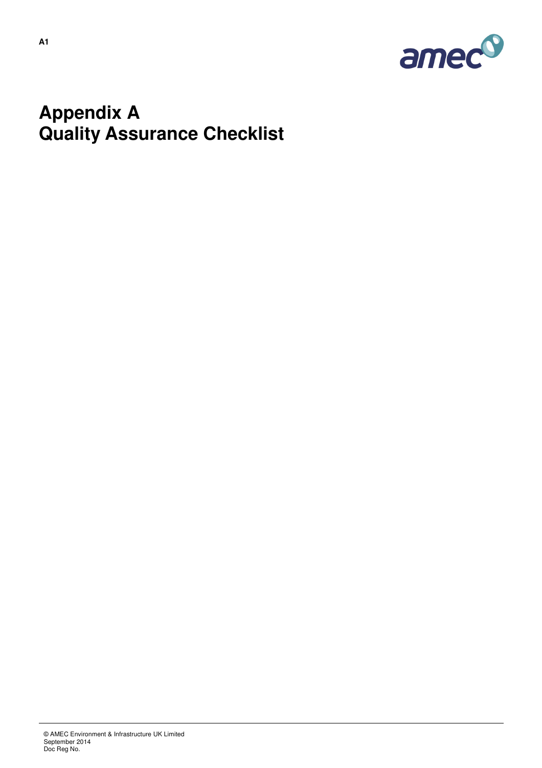# Appendix A
# Quality Assurance Checklist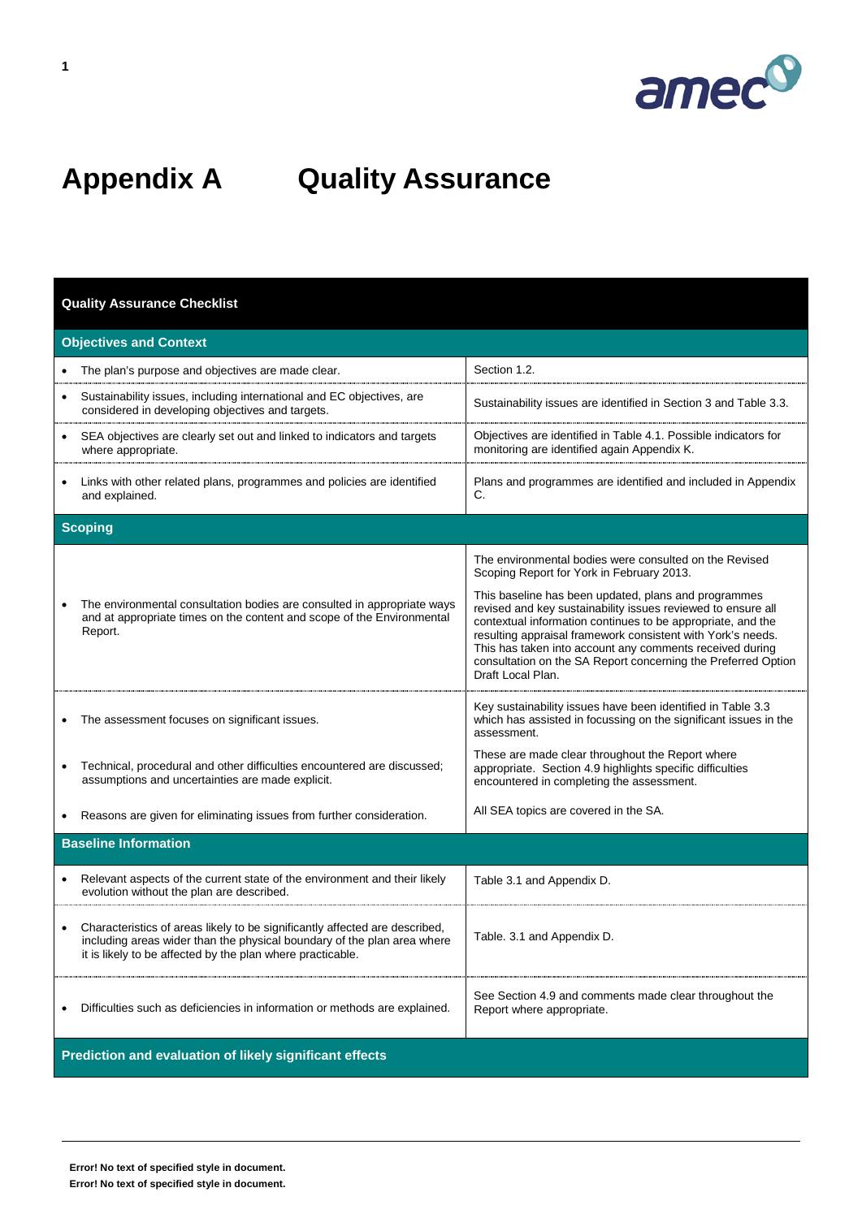# Appendix A Quality Assurance

| Quality Assurance Checklist | |
|---|---|
| **Objectives and Context** | |
| • The plan's purpose and objectives are made clear. | Section 1.2. |
| • Sustainability issues, including international and EC objectives, are considered in developing objectives and targets. | Sustainability issues are identified in Section 3 and Table 3.3. |
| • SEA objectives are clearly set out and linked to indicators and targets where appropriate. | Objectives are identified in Table 4.1. Possible indicators for monitoring are identified again Appendix K. |
| • Links with other related plans, programmes and policies are identified and explained. | Plans and programmes are identified and included in Appendix C. |
| **Scoping** | |
| • The environmental consultation bodies are consulted in appropriate ways and at appropriate times on the content and scope of the Environmental Report. | The environmental bodies were consulted on the Revised Scoping Report for York in February 2013. This baseline has been updated, plans and programmes revised and key sustainability issues reviewed to ensure all contextual information continues to be appropriate, and the resulting appraisal framework consistent with York's needs. This has taken into account any comments received during consultation on the SA Report concerning the Preferred Option Draft Local Plan. |
| • The assessment focuses on significant issues. | Key sustainability issues have been identified in Table 3.3 which has assisted in focussing on the significant issues in the assessment. |
| • Technical, procedural and other difficulties encountered are discussed; assumptions and uncertainties are made explicit. | These are made clear throughout the Report where appropriate. Section 4.9 highlights specific difficulties encountered in completing the assessment. |
| • Reasons are given for eliminating issues from further consideration. | All SEA topics are covered in the SA. |
| **Baseline Information** | |
| • Relevant aspects of the current state of the environment and their likely evolution without the plan are described. | Table 3.1 and Appendix D. |
| • Characteristics of areas likely to be significantly affected are described, including areas wider than the physical boundary of the plan area where it is likely to be affected by the plan where practicable. | Table. 3.1 and Appendix D. |
| • Difficulties such as deficiencies in information or methods are explained. | See Section 4.9 and comments made clear throughout the Report where appropriate. |
| **Prediction and evaluation of likely significant effects** | |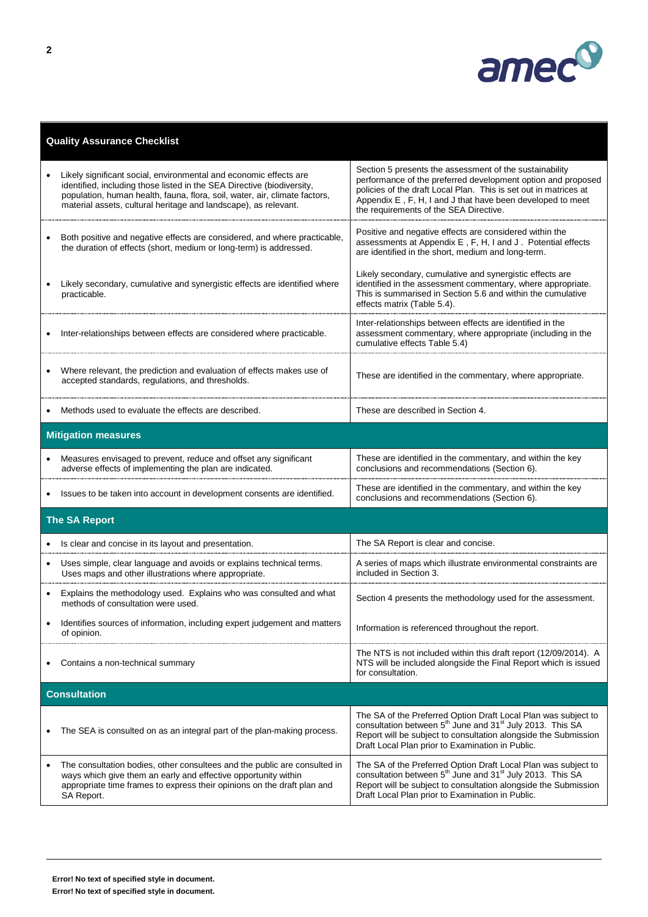| Quality Assurance Checklist | |
|---|---|
| • Likely significant social, environmental and economic effects are identified, including those listed in the SEA Directive (biodiversity, population, human health, fauna, flora, soil, water, air, climate factors, material assets, cultural heritage and landscape), as relevant. | Section 5 presents the assessment of the sustainability performance of the preferred development option and proposed policies of the draft Local Plan. This is set out in matrices at Appendix E , F, H, I and J that have been developed to meet the requirements of the SEA Directive. |
| • Both positive and negative effects are considered, and where practicable, the duration of effects (short, medium or long-term) is addressed. | Positive and negative effects are considered within the assessments at Appendix E , F, H, I and J . Potential effects are identified in the short, medium and long-term. |
| • Likely secondary, cumulative and synergistic effects are identified where practicable. | Likely secondary, cumulative and synergistic effects are identified in the assessment commentary, where appropriate. This is summarised in Section 5.6 and within the cumulative effects matrix (Table 5.4). |
| • Inter-relationships between effects are considered where practicable. | Inter-relationships between effects are identified in the assessment commentary, where appropriate (including in the cumulative effects Table 5.4) |
| • Where relevant, the prediction and evaluation of effects makes use of accepted standards, regulations, and thresholds. | These are identified in the commentary, where appropriate. |
| • Methods used to evaluate the effects are described. | These are described in Section 4. |
| **Mitigation measures** | |
| • Measures envisaged to prevent, reduce and offset any significant adverse effects of implementing the plan are indicated. | These are identified in the commentary, and within the key conclusions and recommendations (Section 6). |
| • Issues to be taken into account in development consents are identified. | These are identified in the commentary, and within the key conclusions and recommendations (Section 6). |
| **The SA Report** | |
| • Is clear and concise in its layout and presentation. | The SA Report is clear and concise. |
| • Uses simple, clear language and avoids or explains technical terms. Uses maps and other illustrations where appropriate. | A series of maps which illustrate environmental constraints are included in Section 3. |
| • Explains the methodology used. Explains who was consulted and what methods of consultation were used. | Section 4 presents the methodology used for the assessment. |
| • Identifies sources of information, including expert judgement and matters of opinion. | Information is referenced throughout the report. |
| • Contains a non-technical summary | The NTS is not included within this draft report (12/09/2014). A NTS will be included alongside the Final Report which is issued for consultation. |
| **Consultation** | |
| • The SEA is consulted on as an integral part of the plan-making process. | The SA of the Preferred Option Draft Local Plan was subject to consultation between 5th June and 31st July 2013. This SA Report will be subject to consultation alongside the Submission Draft Local Plan prior to Examination in Public. |
| • The consultation bodies, other consultees and the public are consulted in ways which give them an early and effective opportunity within appropriate time frames to express their opinions on the draft plan and SA Report. | The SA of the Preferred Option Draft Local Plan was subject to consultation between 5th June and 31st July 2013. This SA Report will be subject to consultation alongside the Submission Draft Local Plan prior to Examination in Public. |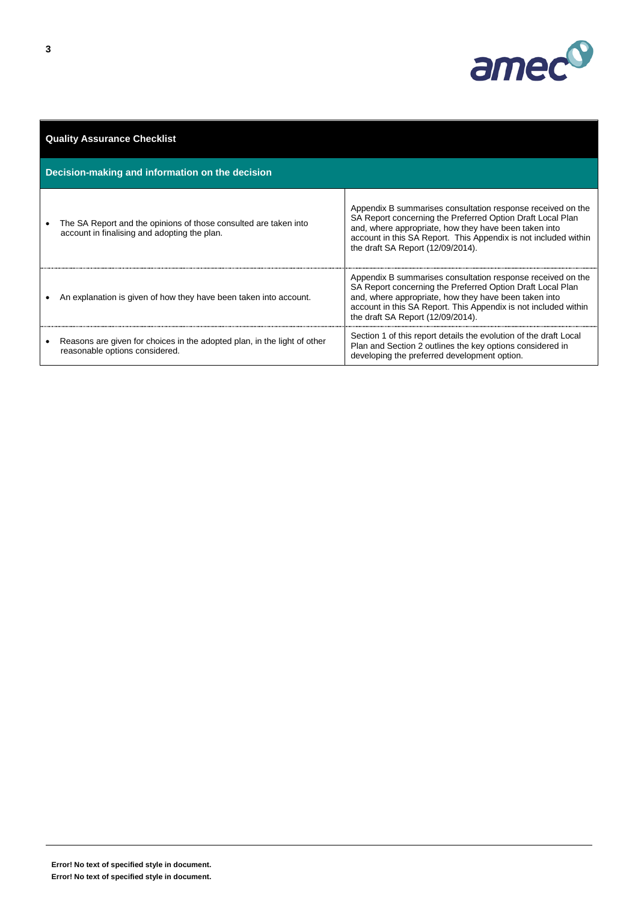| Quality Assurance Checklist | |
|---|---|
| **Decision-making and information on the decision** | |
| • The SA Report and the opinions of those consulted are taken into account in finalising and adopting the plan. | Appendix B summarises consultation response received on the SA Report concerning the Preferred Option Draft Local Plan and, where appropriate, how they have been taken into account in this SA Report. This Appendix is not included within the draft SA Report (12/09/2014). |
| • An explanation is given of how they have been taken into account. | Appendix B summarises consultation response received on the SA Report concerning the Preferred Option Draft Local Plan and, where appropriate, how they have been taken into account in this SA Report. This Appendix is not included within the draft SA Report (12/09/2014). |
| • Reasons are given for choices in the adopted plan, in the light of other reasonable options considered. | Section 1 of this report details the evolution of the draft Local Plan and Section 2 outlines the key options considered in developing the preferred development option. |